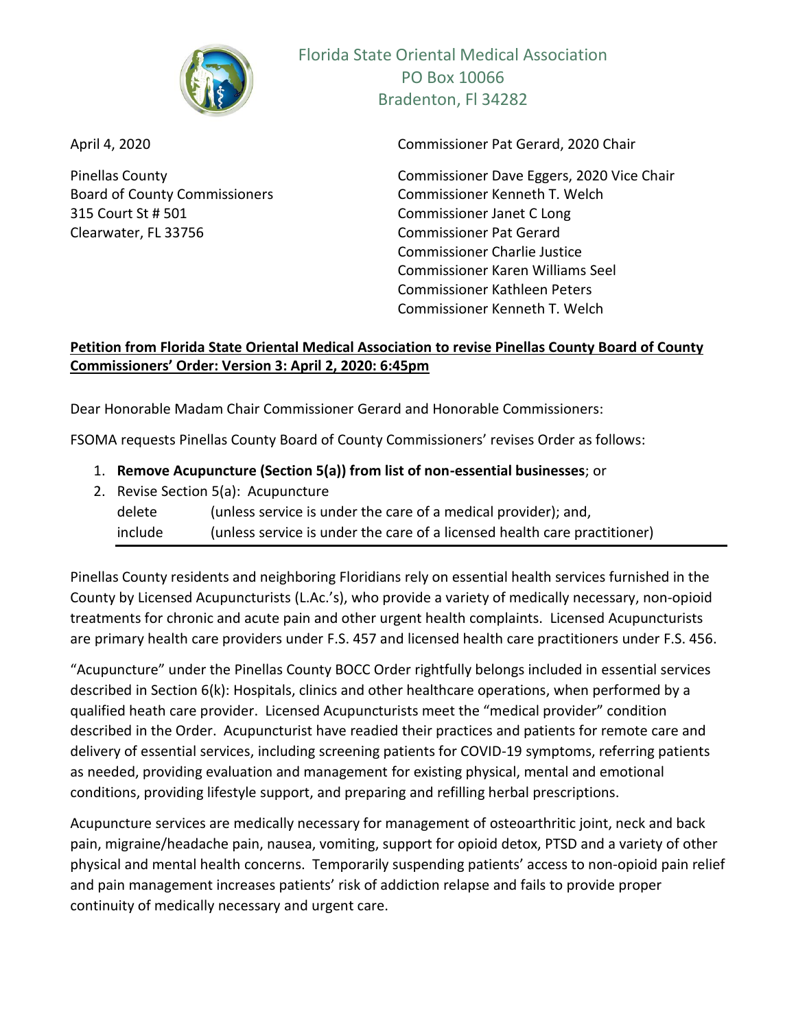Florida State Oriental Medical Association
PO Box 10066
Bradenton, Fl 34282

April 4, 2020

Pinellas County
Board of County Commissioners
315 Court St # 501
Clearwater, FL 33756

Commissioner Pat Gerard, 2020 Chair

Commissioner Dave Eggers, 2020 Vice Chair
Commissioner Kenneth T. Welch
Commissioner Janet C Long
Commissioner Pat Gerard
Commissioner Charlie Justice
Commissioner Karen Williams Seel
Commissioner Kathleen Peters
Commissioner Kenneth T. Welch

**Petition from Florida State Oriental Medical Association to revise Pinellas County Board of County Commissioners' Order: Version 3: April 2, 2020: 6:45pm**

Dear Honorable Madam Chair Commissioner Gerard and Honorable Commissioners:

FSOMA requests Pinellas County Board of County Commissioners' revises Order as follows:

1. **Remove Acupuncture (Section 5(a)) from list of non-essential businesses**; or
2. Revise Section 5(a): Acupuncture
   delete (unless service is under the care of a medical provider); and,
   include (unless service is under the care of a licensed health care practitioner)

---

Pinellas County residents and neighboring Floridians rely on essential health services furnished in the County by Licensed Acupuncturists (L.Ac.'s), who provide a variety of medically necessary, non-opioid treatments for chronic and acute pain and other urgent health complaints. Licensed Acupuncturists are primary health care providers under F.S. 457 and licensed health care practitioners under F.S. 456.

"Acupuncture" under the Pinellas County BOCC Order rightfully belongs included in essential services described in Section 6(k): Hospitals, clinics and other healthcare operations, when performed by a qualified heath care provider. Licensed Acupuncturists meet the "medical provider" condition described in the Order. Acupuncturist have readied their practices and patients for remote care and delivery of essential services, including screening patients for COVID-19 symptoms, referring patients as needed, providing evaluation and management for existing physical, mental and emotional conditions, providing lifestyle support, and preparing and refilling herbal prescriptions.

Acupuncture services are medically necessary for management of osteoarthritic joint, neck and back pain, migraine/headache pain, nausea, vomiting, support for opioid detox, PTSD and a variety of other physical and mental health concerns. Temporarily suspending patients' access to non-opioid pain relief and pain management increases patients' risk of addiction relapse and fails to provide proper continuity of medically necessary and urgent care.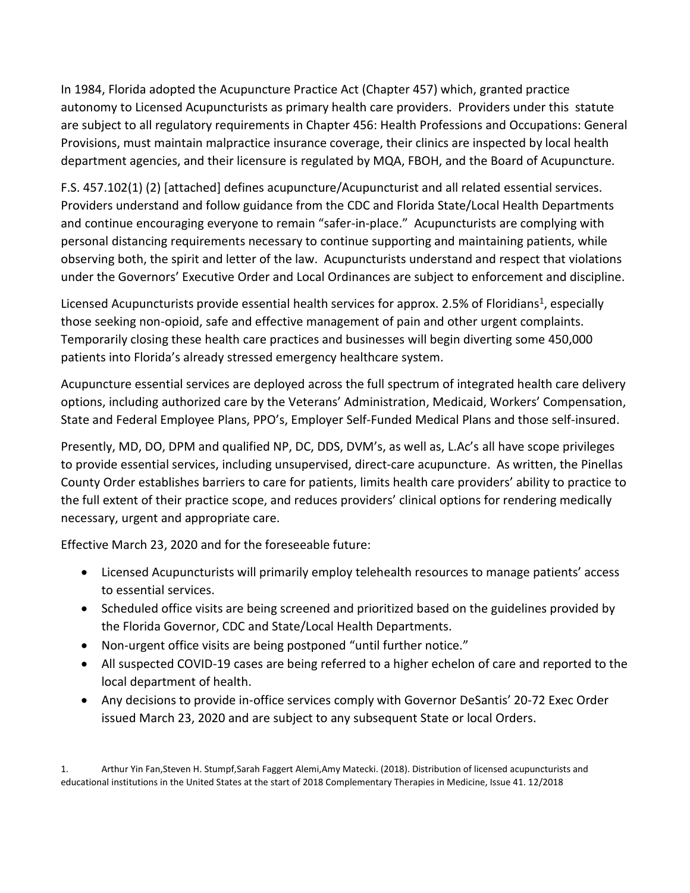In 1984, Florida adopted the Acupuncture Practice Act (Chapter 457) which, granted practice autonomy to Licensed Acupuncturists as primary health care providers. Providers under this statute are subject to all regulatory requirements in Chapter 456: Health Professions and Occupations: General Provisions, must maintain malpractice insurance coverage, their clinics are inspected by local health department agencies, and their licensure is regulated by MQA, FBOH, and the Board of Acupuncture.

F.S. 457.102(1) (2) [attached] defines acupuncture/Acupuncturist and all related essential services. Providers understand and follow guidance from the CDC and Florida State/Local Health Departments and continue encouraging everyone to remain "safer-in-place." Acupuncturists are complying with personal distancing requirements necessary to continue supporting and maintaining patients, while observing both, the spirit and letter of the law. Acupuncturists understand and respect that violations under the Governors' Executive Order and Local Ordinances are subject to enforcement and discipline.

Licensed Acupuncturists provide essential health services for approx. 2.5% of Floridians[1], especially those seeking non-opioid, safe and effective management of pain and other urgent complaints. Temporarily closing these health care practices and businesses will begin diverting some 450,000 patients into Florida's already stressed emergency healthcare system.

Acupuncture essential services are deployed across the full spectrum of integrated health care delivery options, including authorized care by the Veterans' Administration, Medicaid, Workers' Compensation, State and Federal Employee Plans, PPO's, Employer Self-Funded Medical Plans and those self-insured.

Presently, MD, DO, DPM and qualified NP, DC, DDS, DVM's, as well as, L.Ac's all have scope privileges to provide essential services, including unsupervised, direct-care acupuncture. As written, the Pinellas County Order establishes barriers to care for patients, limits health care providers' ability to practice to the full extent of their practice scope, and reduces providers' clinical options for rendering medically necessary, urgent and appropriate care.

Effective March 23, 2020 and for the foreseeable future:

- Licensed Acupuncturists will primarily employ telehealth resources to manage patients' access to essential services.
- Scheduled office visits are being screened and prioritized based on the guidelines provided by the Florida Governor, CDC and State/Local Health Departments.
- Non-urgent office visits are being postponed "until further notice."
- All suspected COVID-19 cases are being referred to a higher echelon of care and reported to the local department of health.
- Any decisions to provide in-office services comply with Governor DeSantis' 20-72 Exec Order issued March 23, 2020 and are subject to any subsequent State or local Orders.

1. Arthur Yin Fan,Steven H. Stumpf,Sarah Faggert Alemi,Amy Matecki. (2018). Distribution of licensed acupuncturists and educational institutions in the United States at the start of 2018 Complementary Therapies in Medicine, Issue 41. 12/2018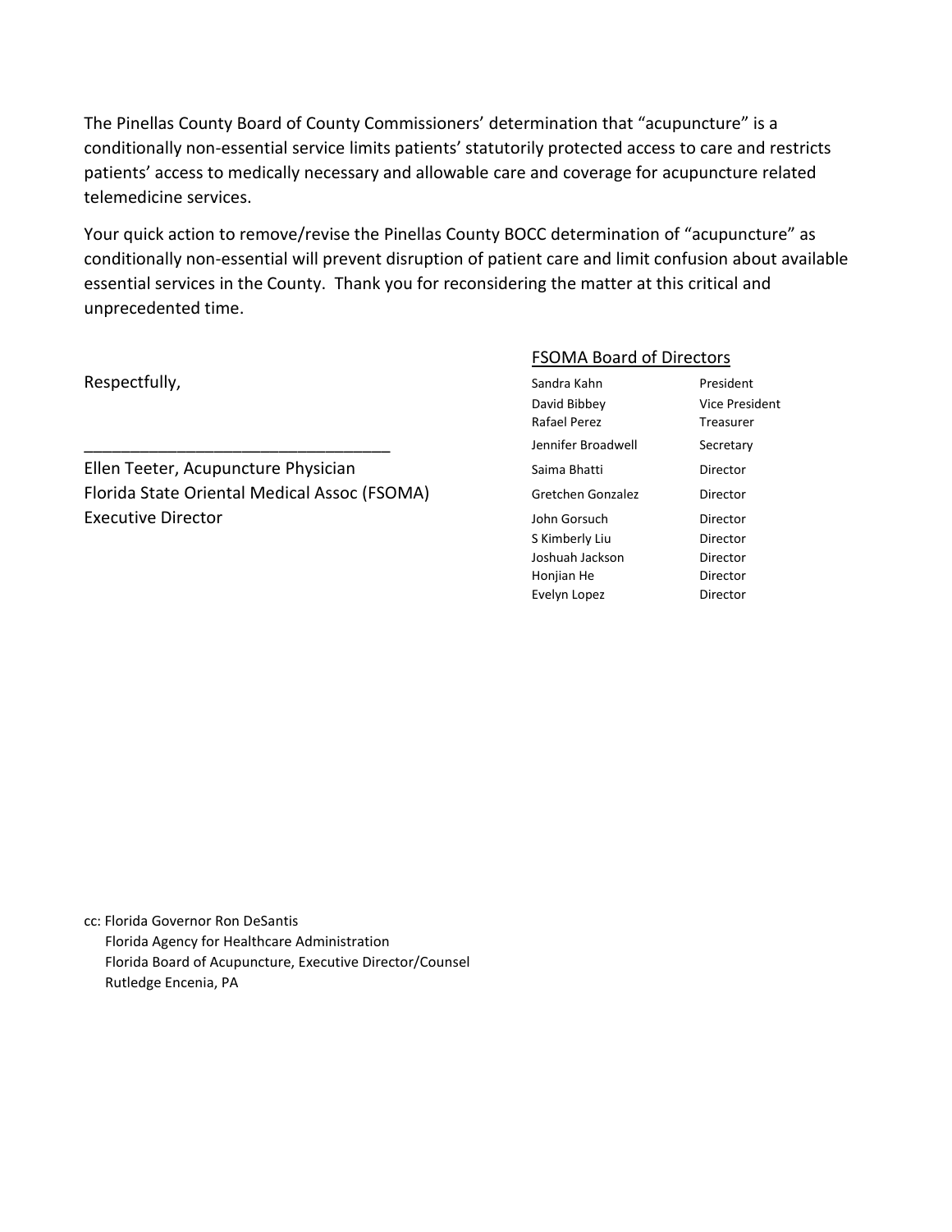The Pinellas County Board of County Commissioners' determination that "acupuncture" is a conditionally non-essential service limits patients' statutorily protected access to care and restricts patients' access to medically necessary and allowable care and coverage for acupuncture related telemedicine services.

Your quick action to remove/revise the Pinellas County BOCC determination of "acupuncture" as conditionally non-essential will prevent disruption of patient care and limit confusion about available essential services in the County. Thank you for reconsidering the matter at this critical and unprecedented time.

Respectfully,

\_\_\_\_\_\_\_\_\_\_\_\_\_\_\_\_\_\_\_\_\_\_\_\_\_\_\_\_\_\_\_\_

Ellen Teeter, Acupuncture Physician
Florida State Oriental Medical Assoc (FSOMA)
Executive Director

FSOMA Board of Directors

| Name | Position |
|---|---|
| Sandra Kahn | President |
| David Bibbey | Vice President |
| Rafael Perez | Treasurer |
| Jennifer Broadwell | Secretary |
| Saima Bhatti | Director |
| Gretchen Gonzalez | Director |
| John Gorsuch | Director |
| S Kimberly Liu | Director |
| Joshuah Jackson | Director |
| Honjian He | Director |
| Evelyn Lopez | Director |

cc: Florida Governor Ron DeSantis
Florida Agency for Healthcare Administration
Florida Board of Acupuncture, Executive Director/Counsel
Rutledge Encenia, PA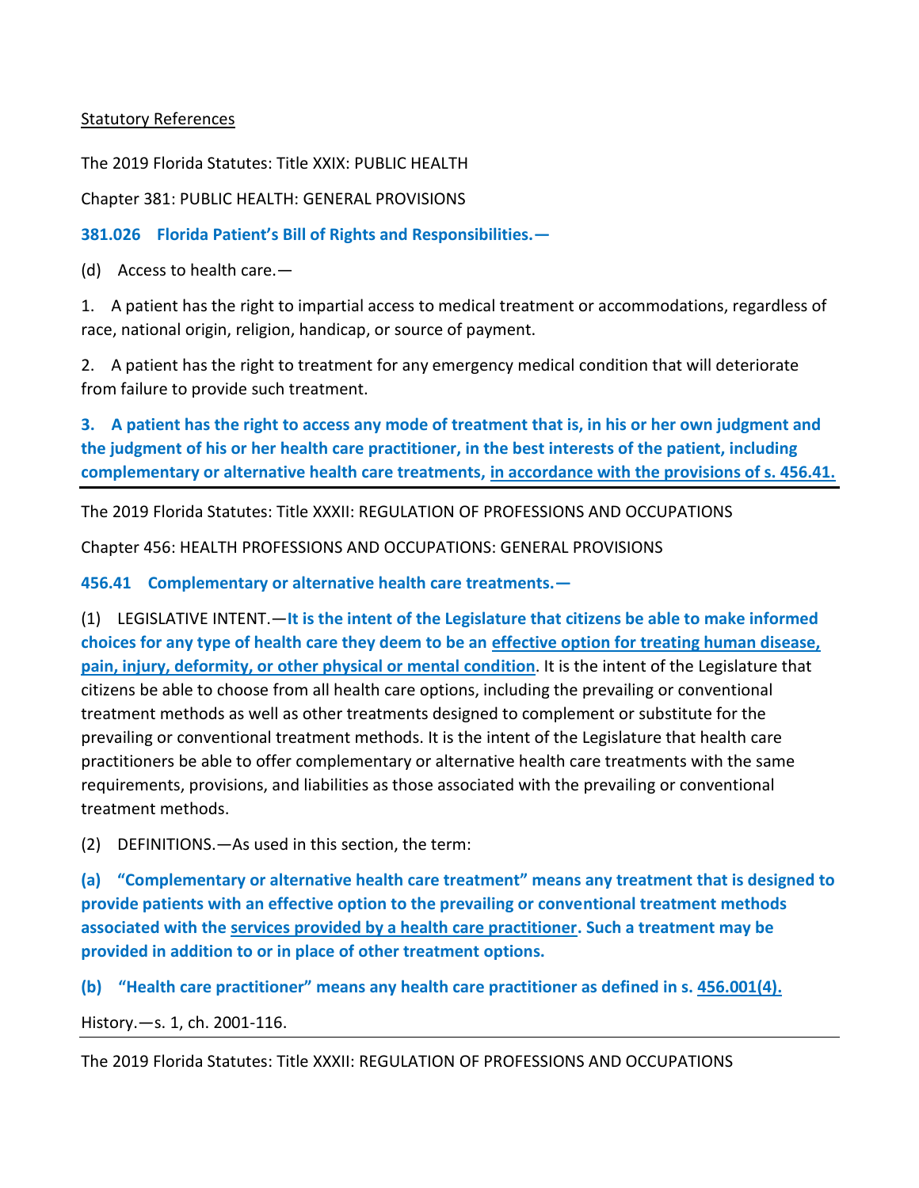Statutory References

The 2019 Florida Statutes: Title XXIX: PUBLIC HEALTH

Chapter 381: PUBLIC HEALTH: GENERAL PROVISIONS

**381.026 Florida Patient's Bill of Rights and Responsibilities.—**

(d) Access to health care.—

1. A patient has the right to impartial access to medical treatment or accommodations, regardless of race, national origin, religion, handicap, or source of payment.

2. A patient has the right to treatment for any emergency medical condition that will deteriorate from failure to provide such treatment.

**3. A patient has the right to access any mode of treatment that is, in his or her own judgment and the judgment of his or her health care practitioner, in the best interests of the patient, including complementary or alternative health care treatments, <u>in accordance with the provisions of s. 456.41.</u>**

---

The 2019 Florida Statutes: Title XXXII: REGULATION OF PROFESSIONS AND OCCUPATIONS

Chapter 456: HEALTH PROFESSIONS AND OCCUPATIONS: GENERAL PROVISIONS

**456.41 Complementary or alternative health care treatments.—**

(1) LEGISLATIVE INTENT.—**It is the intent of the Legislature that citizens be able to make informed choices for any type of health care they deem to be an <u>effective option for treating human disease, pain, injury, deformity, or other physical or mental condition</u>**. It is the intent of the Legislature that citizens be able to choose from all health care options, including the prevailing or conventional treatment methods as well as other treatments designed to complement or substitute for the prevailing or conventional treatment methods. It is the intent of the Legislature that health care practitioners be able to offer complementary or alternative health care treatments with the same requirements, provisions, and liabilities as those associated with the prevailing or conventional treatment methods.

(2) DEFINITIONS.—As used in this section, the term:

**(a) "Complementary or alternative health care treatment" means any treatment that is designed to provide patients with an effective option to the prevailing or conventional treatment methods associated with the <u>services provided by a health care practitioner</u>. Such a treatment may be provided in addition to or in place of other treatment options.**

**(b) "Health care practitioner" means any health care practitioner as defined in s. <u>456.001(4).</u>**

History.—s. 1, ch. 2001-116.

---

The 2019 Florida Statutes: Title XXXII: REGULATION OF PROFESSIONS AND OCCUPATIONS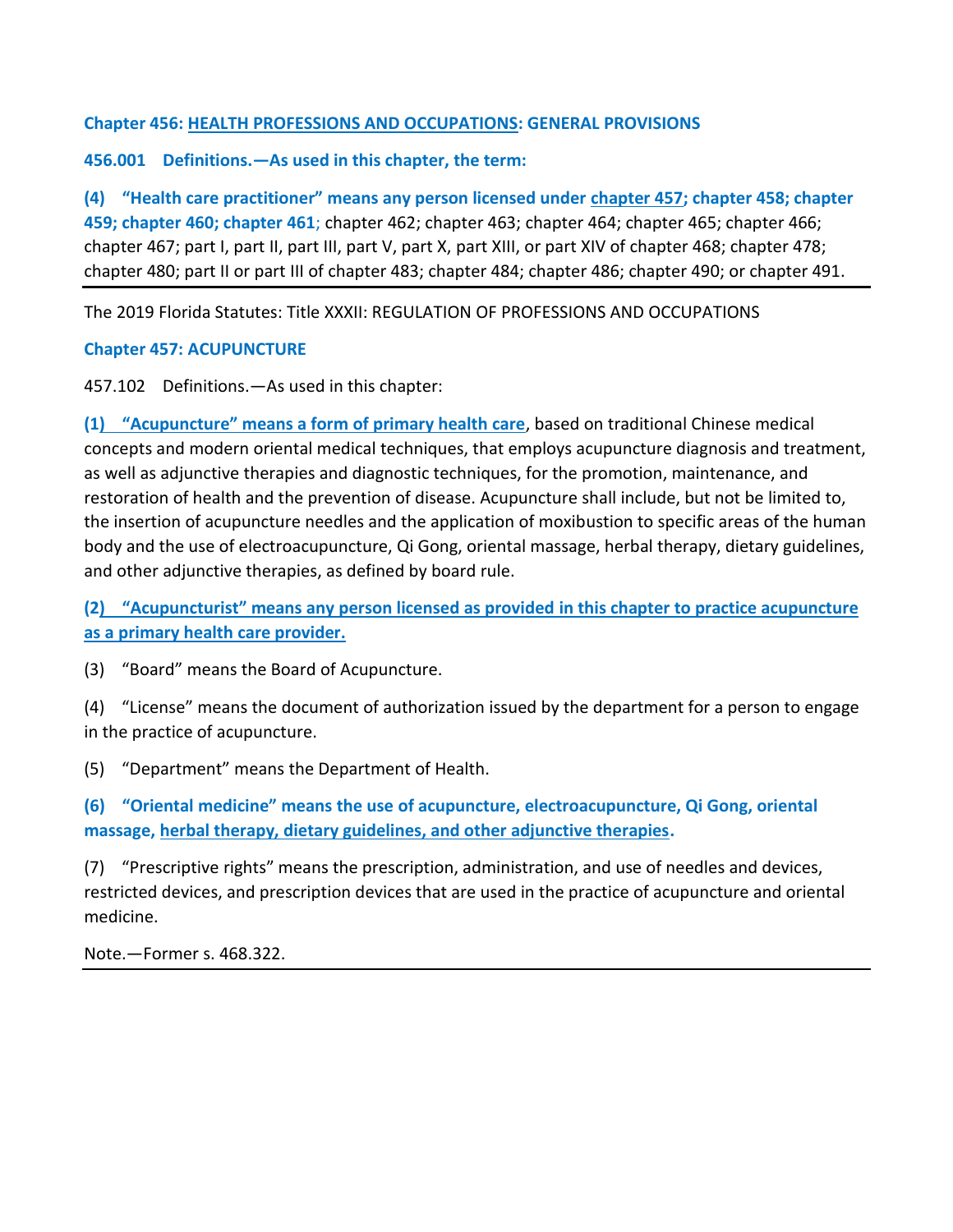**Chapter 456: HEALTH PROFESSIONS AND OCCUPATIONS: GENERAL PROVISIONS**

**456.001 Definitions.—As used in this chapter, the term:**

**(4) "Health care practitioner" means any person licensed under chapter 457; chapter 458; chapter 459; chapter 460; chapter 461**; chapter 462; chapter 463; chapter 464; chapter 465; chapter 466; chapter 467; part I, part II, part III, part V, part X, part XIII, or part XIV of chapter 468; chapter 478; chapter 480; part II or part III of chapter 483; chapter 484; chapter 486; chapter 490; or chapter 491.

---

The 2019 Florida Statutes: Title XXXII: REGULATION OF PROFESSIONS AND OCCUPATIONS

**Chapter 457: ACUPUNCTURE**

457.102 Definitions.—As used in this chapter:

**(1) "Acupuncture" means a form of primary health care**, based on traditional Chinese medical concepts and modern oriental medical techniques, that employs acupuncture diagnosis and treatment, as well as adjunctive therapies and diagnostic techniques, for the promotion, maintenance, and restoration of health and the prevention of disease. Acupuncture shall include, but not be limited to, the insertion of acupuncture needles and the application of moxibustion to specific areas of the human body and the use of electroacupuncture, Qi Gong, oriental massage, herbal therapy, dietary guidelines, and other adjunctive therapies, as defined by board rule.

**(2) "Acupuncturist" means any person licensed as provided in this chapter to practice acupuncture as a primary health care provider.**

(3) "Board" means the Board of Acupuncture.

(4) "License" means the document of authorization issued by the department for a person to engage in the practice of acupuncture.

(5) "Department" means the Department of Health.

**(6) "Oriental medicine" means the use of acupuncture, electroacupuncture, Qi Gong, oriental massage, herbal therapy, dietary guidelines, and other adjunctive therapies.**

(7) "Prescriptive rights" means the prescription, administration, and use of needles and devices, restricted devices, and prescription devices that are used in the practice of acupuncture and oriental medicine.

Note.—Former s. 468.322.